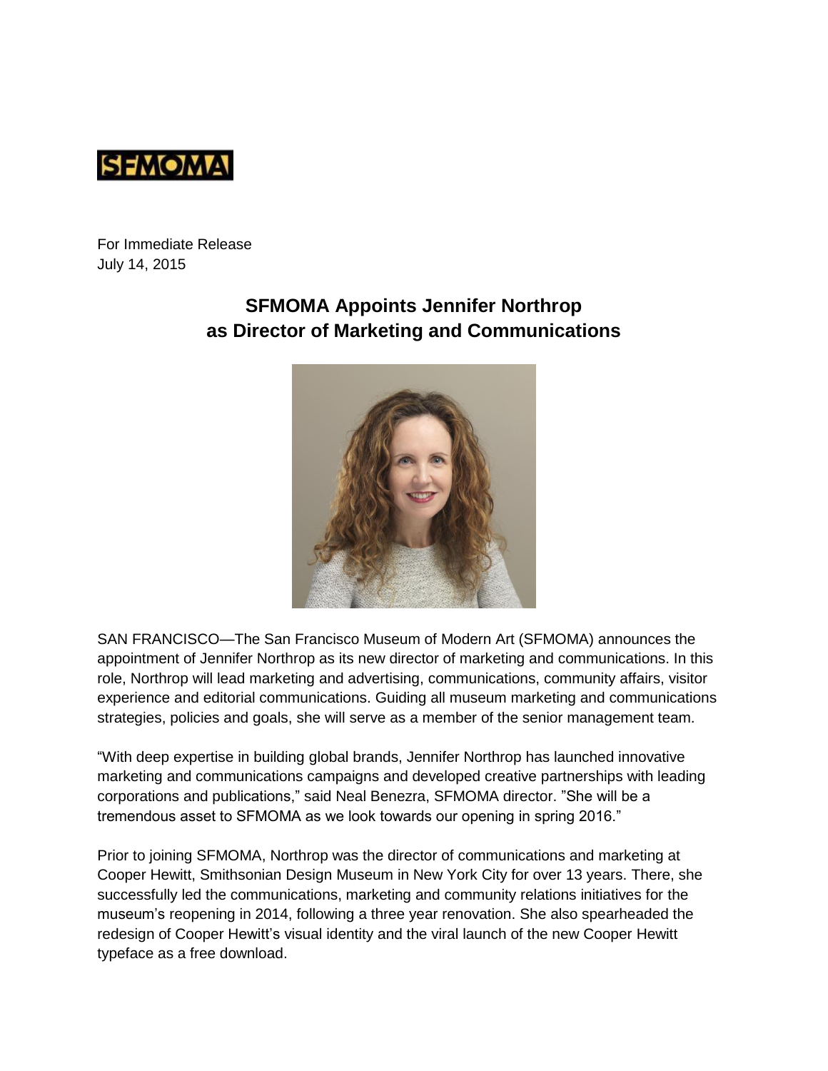SFMOMA

For Immediate Release
July 14, 2015

# SFMOMA Appoints Jennifer Northrop as Director of Marketing and Communications

SAN FRANCISCO—The San Francisco Museum of Modern Art (SFMOMA) announces the appointment of Jennifer Northrop as its new director of marketing and communications. In this role, Northrop will lead marketing and advertising, communications, community affairs, visitor experience and editorial communications. Guiding all museum marketing and communications strategies, policies and goals, she will serve as a member of the senior management team.

"With deep expertise in building global brands, Jennifer Northrop has launched innovative marketing and communications campaigns and developed creative partnerships with leading corporations and publications," said Neal Benezra, SFMOMA director. "She will be a tremendous asset to SFMOMA as we look towards our opening in spring 2016."

Prior to joining SFMOMA, Northrop was the director of communications and marketing at Cooper Hewitt, Smithsonian Design Museum in New York City for over 13 years. There, she successfully led the communications, marketing and community relations initiatives for the museum's reopening in 2014, following a three year renovation. She also spearheaded the redesign of Cooper Hewitt's visual identity and the viral launch of the new Cooper Hewitt typeface as a free download.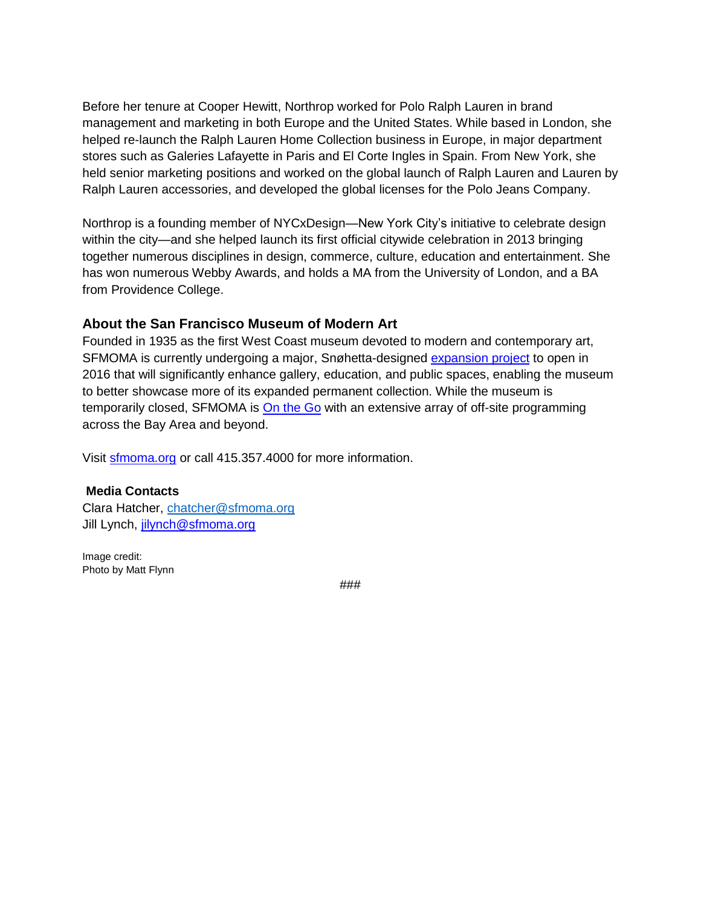Before her tenure at Cooper Hewitt, Northrop worked for Polo Ralph Lauren in brand management and marketing in both Europe and the United States. While based in London, she helped re-launch the Ralph Lauren Home Collection business in Europe, in major department stores such as Galeries Lafayette in Paris and El Corte Ingles in Spain. From New York, she held senior marketing positions and worked on the global launch of Ralph Lauren and Lauren by Ralph Lauren accessories, and developed the global licenses for the Polo Jeans Company.

Northrop is a founding member of NYCxDesign—New York City's initiative to celebrate design within the city—and she helped launch its first official citywide celebration in 2013 bringing together numerous disciplines in design, commerce, culture, education and entertainment. She has won numerous Webby Awards, and holds a MA from the University of London, and a BA from Providence College.

### About the San Francisco Museum of Modern Art

Founded in 1935 as the first West Coast museum devoted to modern and contemporary art, SFMOMA is currently undergoing a major, Snøhetta-designed expansion project to open in 2016 that will significantly enhance gallery, education, and public spaces, enabling the museum to better showcase more of its expanded permanent collection. While the museum is temporarily closed, SFMOMA is On the Go with an extensive array of off-site programming across the Bay Area and beyond.

Visit sfmoma.org or call 415.357.4000 for more information.

**Media Contacts**
Clara Hatcher, chatcher@sfmoma.org
Jill Lynch, jilynch@sfmoma.org

Image credit:
Photo by Matt Flynn

###